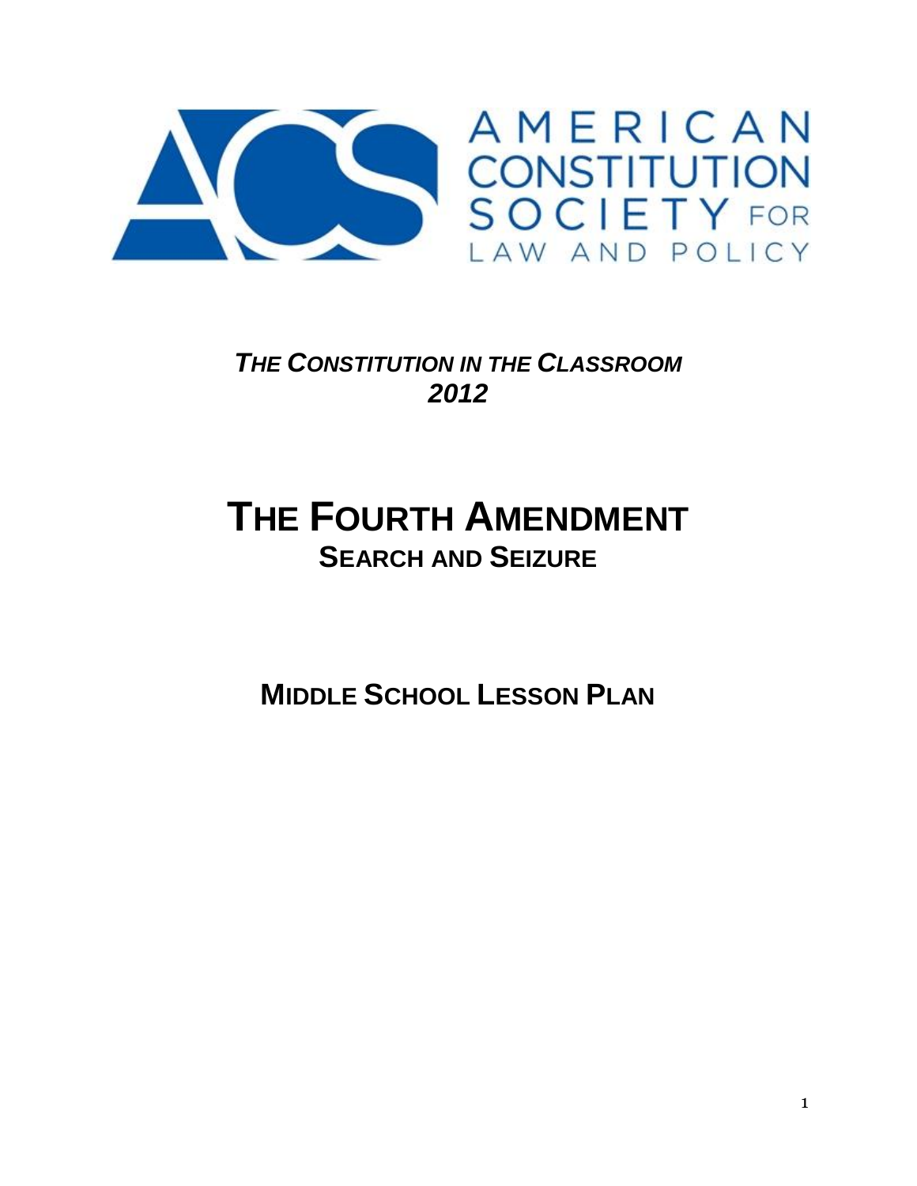AMERICAN CONSTITUTION SOCIETY FOR LAW AND POLICY

***THE CONSTITUTION IN THE CLASSROOM***
***2012***

# THE FOURTH AMENDMENT

## SEARCH AND SEIZURE

## MIDDLE SCHOOL LESSON PLAN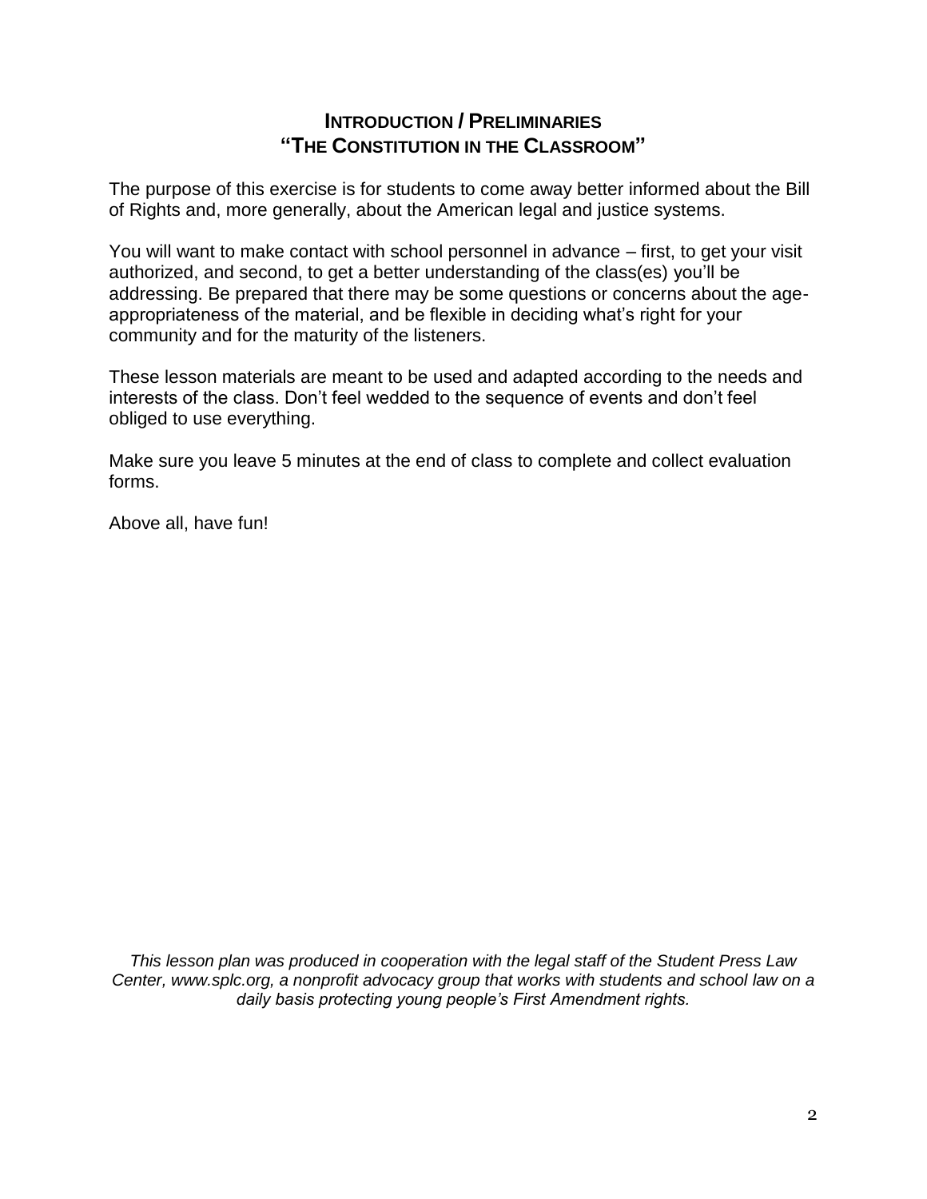## INTRODUCTION / PRELIMINARIES
## "THE CONSTITUTION IN THE CLASSROOM"

The purpose of this exercise is for students to come away better informed about the Bill of Rights and, more generally, about the American legal and justice systems.

You will want to make contact with school personnel in advance – first, to get your visit authorized, and second, to get a better understanding of the class(es) you'll be addressing. Be prepared that there may be some questions or concerns about the age-appropriateness of the material, and be flexible in deciding what's right for your community and for the maturity of the listeners.

These lesson materials are meant to be used and adapted according to the needs and interests of the class. Don't feel wedded to the sequence of events and don't feel obliged to use everything.

Make sure you leave 5 minutes at the end of class to complete and collect evaluation forms.

Above all, have fun!

*This lesson plan was produced in cooperation with the legal staff of the Student Press Law Center, www.splc.org, a nonprofit advocacy group that works with students and school law on a daily basis protecting young people's First Amendment rights.*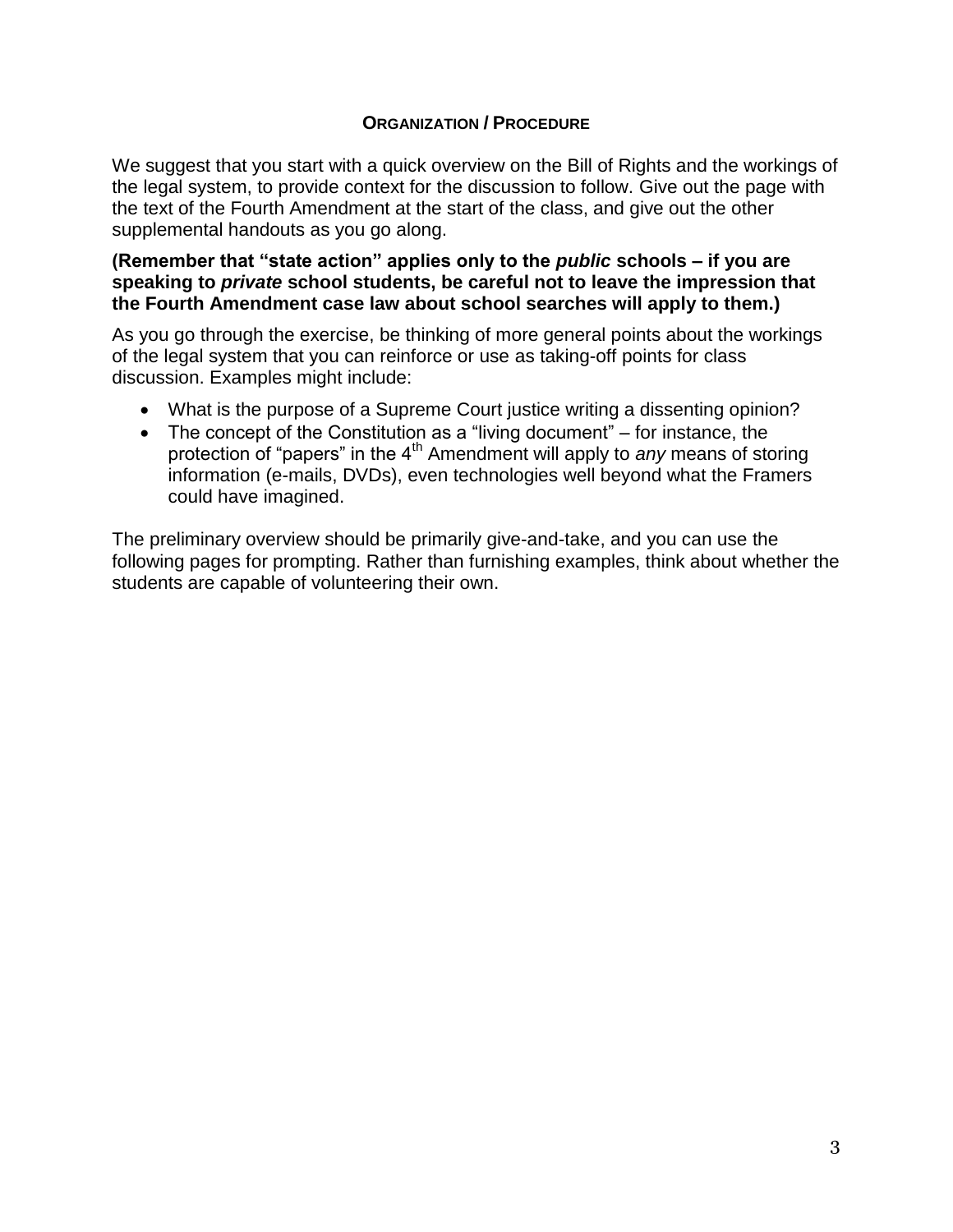## Organization / Procedure

We suggest that you start with a quick overview on the Bill of Rights and the workings of the legal system, to provide context for the discussion to follow. Give out the page with the text of the Fourth Amendment at the start of the class, and give out the other supplemental handouts as you go along.

**(Remember that "state action" applies only to the *public* schools – if you are speaking to *private* school students, be careful not to leave the impression that the Fourth Amendment case law about school searches will apply to them.)**

As you go through the exercise, be thinking of more general points about the workings of the legal system that you can reinforce or use as taking-off points for class discussion. Examples might include:

- What is the purpose of a Supreme Court justice writing a dissenting opinion?
- The concept of the Constitution as a "living document" – for instance, the protection of "papers" in the 4th Amendment will apply to *any* means of storing information (e-mails, DVDs), even technologies well beyond what the Framers could have imagined.

The preliminary overview should be primarily give-and-take, and you can use the following pages for prompting. Rather than furnishing examples, think about whether the students are capable of volunteering their own.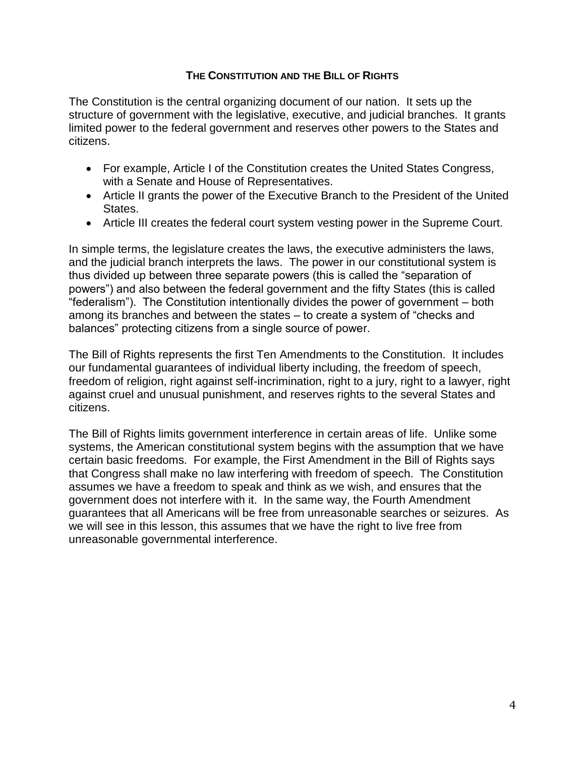## THE CONSTITUTION AND THE BILL OF RIGHTS

The Constitution is the central organizing document of our nation. It sets up the structure of government with the legislative, executive, and judicial branches. It grants limited power to the federal government and reserves other powers to the States and citizens.

- For example, Article I of the Constitution creates the United States Congress, with a Senate and House of Representatives.
- Article II grants the power of the Executive Branch to the President of the United States.
- Article III creates the federal court system vesting power in the Supreme Court.

In simple terms, the legislature creates the laws, the executive administers the laws, and the judicial branch interprets the laws. The power in our constitutional system is thus divided up between three separate powers (this is called the "separation of powers") and also between the federal government and the fifty States (this is called "federalism"). The Constitution intentionally divides the power of government – both among its branches and between the states – to create a system of "checks and balances" protecting citizens from a single source of power.

The Bill of Rights represents the first Ten Amendments to the Constitution. It includes our fundamental guarantees of individual liberty including, the freedom of speech, freedom of religion, right against self-incrimination, right to a jury, right to a lawyer, right against cruel and unusual punishment, and reserves rights to the several States and citizens.

The Bill of Rights limits government interference in certain areas of life. Unlike some systems, the American constitutional system begins with the assumption that we have certain basic freedoms. For example, the First Amendment in the Bill of Rights says that Congress shall make no law interfering with freedom of speech. The Constitution assumes we have a freedom to speak and think as we wish, and ensures that the government does not interfere with it. In the same way, the Fourth Amendment guarantees that all Americans will be free from unreasonable searches or seizures. As we will see in this lesson, this assumes that we have the right to live free from unreasonable governmental interference.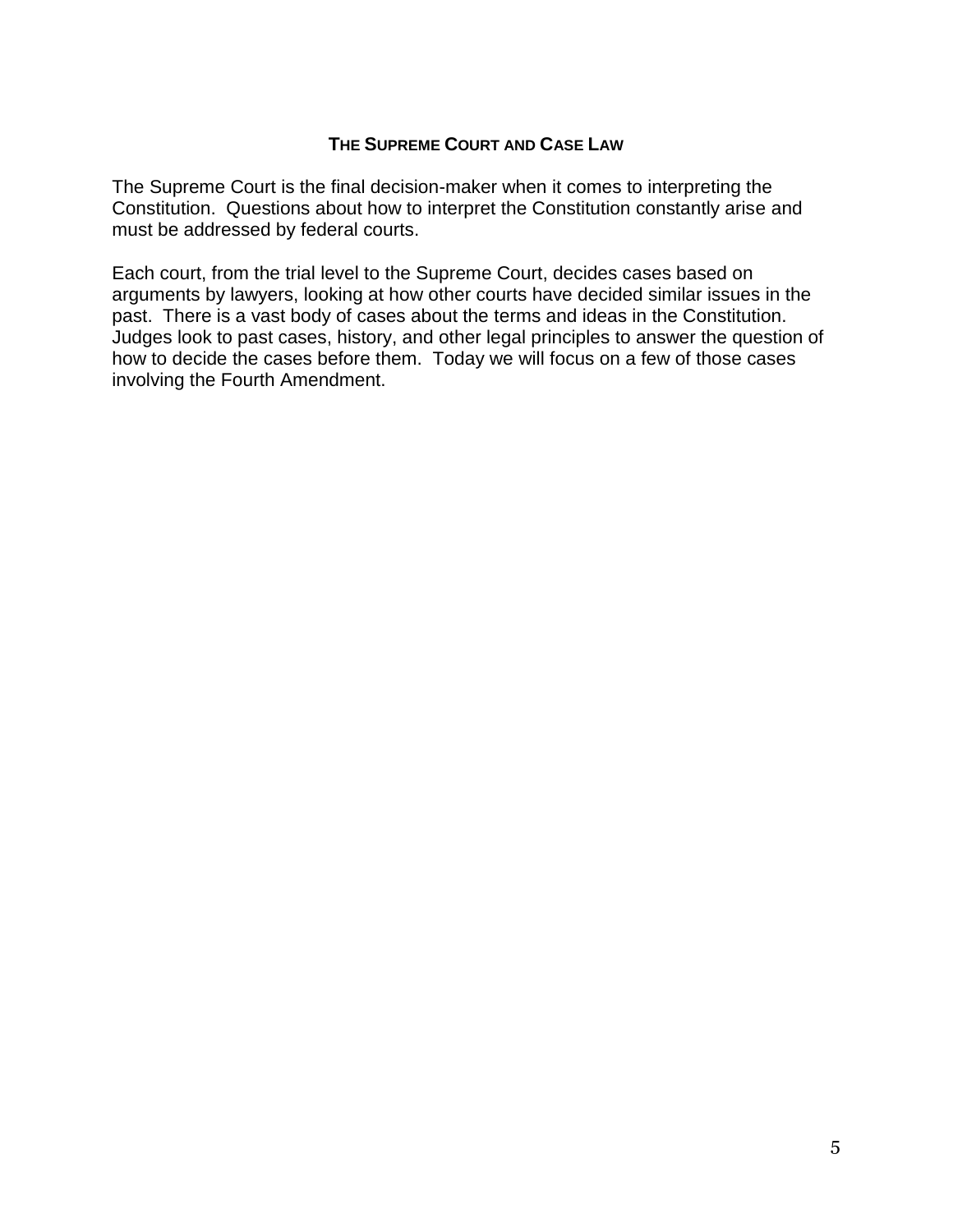## The Supreme Court and Case Law

The Supreme Court is the final decision-maker when it comes to interpreting the Constitution. Questions about how to interpret the Constitution constantly arise and must be addressed by federal courts.

Each court, from the trial level to the Supreme Court, decides cases based on arguments by lawyers, looking at how other courts have decided similar issues in the past. There is a vast body of cases about the terms and ideas in the Constitution. Judges look to past cases, history, and other legal principles to answer the question of how to decide the cases before them. Today we will focus on a few of those cases involving the Fourth Amendment.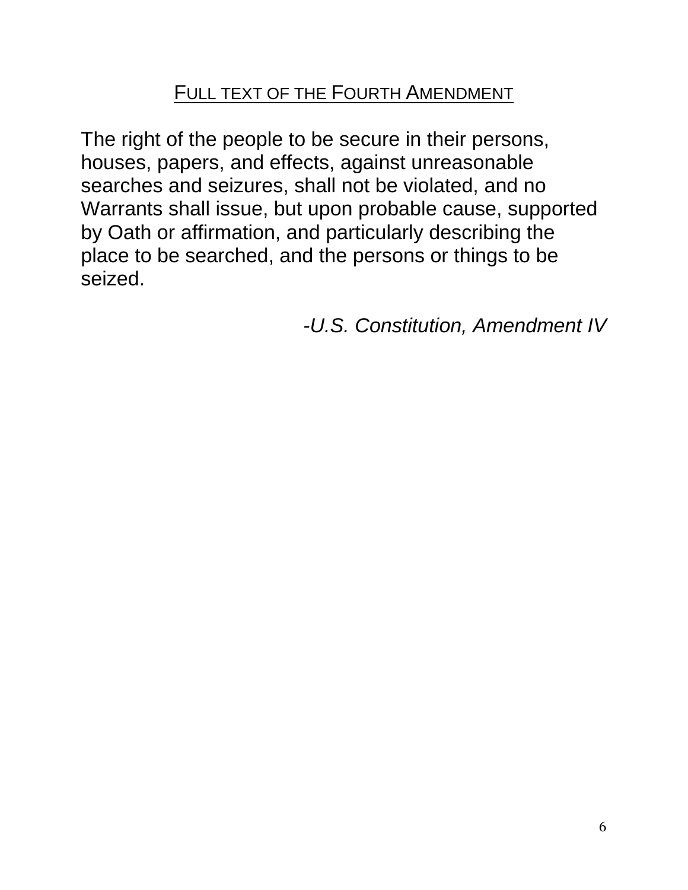## FULL TEXT OF THE FOURTH AMENDMENT

The right of the people to be secure in their persons, houses, papers, and effects, against unreasonable searches and seizures, shall not be violated, and no Warrants shall issue, but upon probable cause, supported by Oath or affirmation, and particularly describing the place to be searched, and the persons or things to be seized.

*-U.S. Constitution, Amendment IV*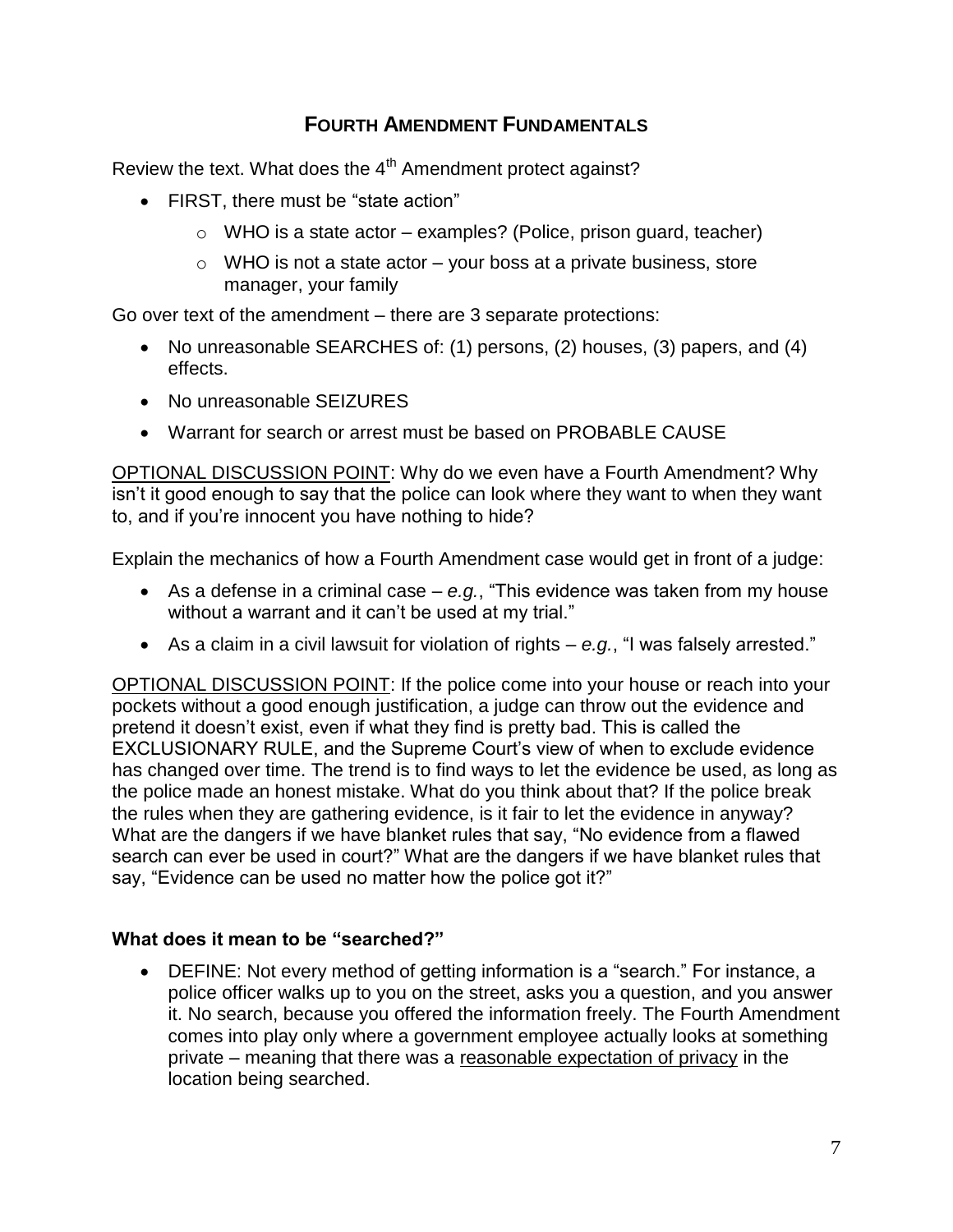## FOURTH AMENDMENT FUNDAMENTALS

Review the text. What does the 4th Amendment protect against?

- FIRST, there must be "state action"
  - WHO is a state actor – examples? (Police, prison guard, teacher)
  - WHO is not a state actor – your boss at a private business, store manager, your family

Go over text of the amendment – there are 3 separate protections:

- No unreasonable SEARCHES of: (1) persons, (2) houses, (3) papers, and (4) effects.
- No unreasonable SEIZURES
- Warrant for search or arrest must be based on PROBABLE CAUSE

<u>OPTIONAL DISCUSSION POINT</u>: Why do we even have a Fourth Amendment? Why isn't it good enough to say that the police can look where they want to when they want to, and if you're innocent you have nothing to hide?

Explain the mechanics of how a Fourth Amendment case would get in front of a judge:

- As a defense in a criminal case – *e.g.*, "This evidence was taken from my house without a warrant and it can't be used at my trial."
- As a claim in a civil lawsuit for violation of rights – *e.g.*, "I was falsely arrested."

<u>OPTIONAL DISCUSSION POINT</u>: If the police come into your house or reach into your pockets without a good enough justification, a judge can throw out the evidence and pretend it doesn't exist, even if what they find is pretty bad. This is called the EXCLUSIONARY RULE, and the Supreme Court's view of when to exclude evidence has changed over time. The trend is to find ways to let the evidence be used, as long as the police made an honest mistake. What do you think about that? If the police break the rules when they are gathering evidence, is it fair to let the evidence in anyway? What are the dangers if we have blanket rules that say, "No evidence from a flawed search can ever be used in court?" What are the dangers if we have blanket rules that say, "Evidence can be used no matter how the police got it?"

### What does it mean to be "searched?"

- DEFINE: Not every method of getting information is a "search." For instance, a police officer walks up to you on the street, asks you a question, and you answer it. No search, because you offered the information freely. The Fourth Amendment comes into play only where a government employee actually looks at something private – meaning that there was a <u>reasonable expectation of privacy</u> in the location being searched.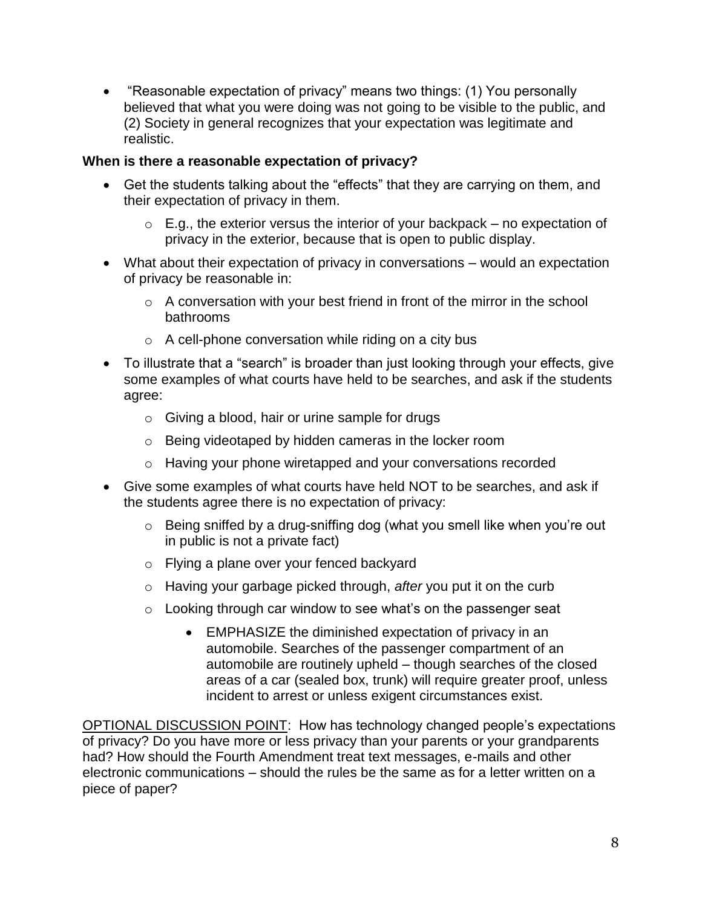- "Reasonable expectation of privacy" means two things: (1) You personally believed that what you were doing was not going to be visible to the public, and (2) Society in general recognizes that your expectation was legitimate and realistic.

**When is there a reasonable expectation of privacy?**

- Get the students talking about the "effects" that they are carrying on them, and their expectation of privacy in them.
  - E.g., the exterior versus the interior of your backpack – no expectation of privacy in the exterior, because that is open to public display.
- What about their expectation of privacy in conversations – would an expectation of privacy be reasonable in:
  - A conversation with your best friend in front of the mirror in the school bathrooms
  - A cell-phone conversation while riding on a city bus
- To illustrate that a "search" is broader than just looking through your effects, give some examples of what courts have held to be searches, and ask if the students agree:
  - Giving a blood, hair or urine sample for drugs
  - Being videotaped by hidden cameras in the locker room
  - Having your phone wiretapped and your conversations recorded
- Give some examples of what courts have held NOT to be searches, and ask if the students agree there is no expectation of privacy:
  - Being sniffed by a drug-sniffing dog (what you smell like when you're out in public is not a private fact)
  - Flying a plane over your fenced backyard
  - Having your garbage picked through, *after* you put it on the curb
  - Looking through car window to see what's on the passenger seat
    - EMPHASIZE the diminished expectation of privacy in an automobile. Searches of the passenger compartment of an automobile are routinely upheld – though searches of the closed areas of a car (sealed box, trunk) will require greater proof, unless incident to arrest or unless exigent circumstances exist.

<u>OPTIONAL DISCUSSION POINT</u>: How has technology changed people's expectations of privacy? Do you have more or less privacy than your parents or your grandparents had? How should the Fourth Amendment treat text messages, e-mails and other electronic communications – should the rules be the same as for a letter written on a piece of paper?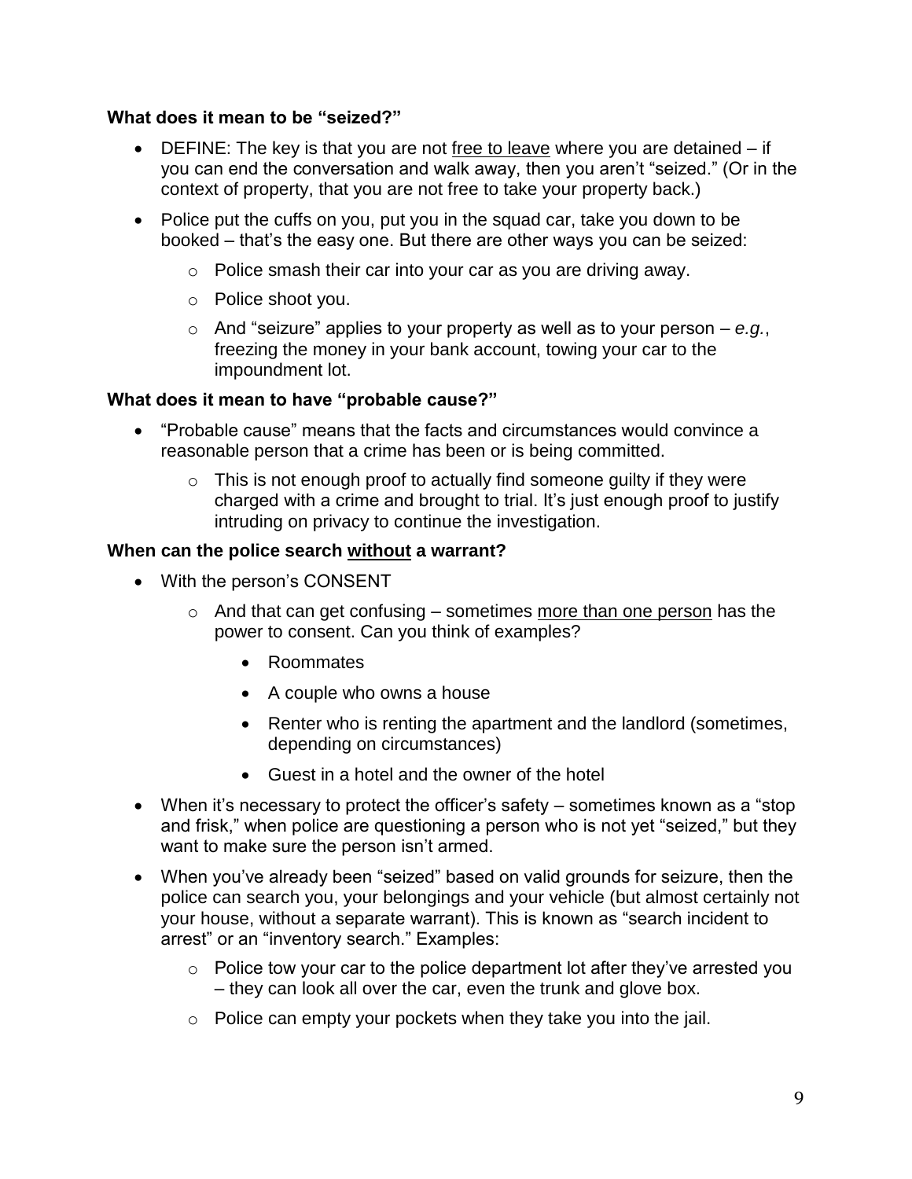**What does it mean to be "seized?"**

- DEFINE: The key is that you are not <u>free to leave</u> where you are detained – if you can end the conversation and walk away, then you aren't "seized." (Or in the context of property, that you are not free to take your property back.)
- Police put the cuffs on you, put you in the squad car, take you down to be booked – that's the easy one. But there are other ways you can be seized:
  - Police smash their car into your car as you are driving away.
  - Police shoot you.
  - And "seizure" applies to your property as well as to your person – *e.g.*, freezing the money in your bank account, towing your car to the impoundment lot.

**What does it mean to have "probable cause?"**

- "Probable cause" means that the facts and circumstances would convince a reasonable person that a crime has been or is being committed.
  - This is not enough proof to actually find someone guilty if they were charged with a crime and brought to trial. It's just enough proof to justify intruding on privacy to continue the investigation.

**When can the police search <u>without</u> a warrant?**

- With the person's CONSENT
  - And that can get confusing – sometimes <u>more than one person</u> has the power to consent. Can you think of examples?
    - Roommates
    - A couple who owns a house
    - Renter who is renting the apartment and the landlord (sometimes, depending on circumstances)
    - Guest in a hotel and the owner of the hotel
- When it's necessary to protect the officer's safety – sometimes known as a "stop and frisk," when police are questioning a person who is not yet "seized," but they want to make sure the person isn't armed.
- When you've already been "seized" based on valid grounds for seizure, then the police can search you, your belongings and your vehicle (but almost certainly not your house, without a separate warrant). This is known as "search incident to arrest" or an "inventory search." Examples:
  - Police tow your car to the police department lot after they've arrested you – they can look all over the car, even the trunk and glove box.
  - Police can empty your pockets when they take you into the jail.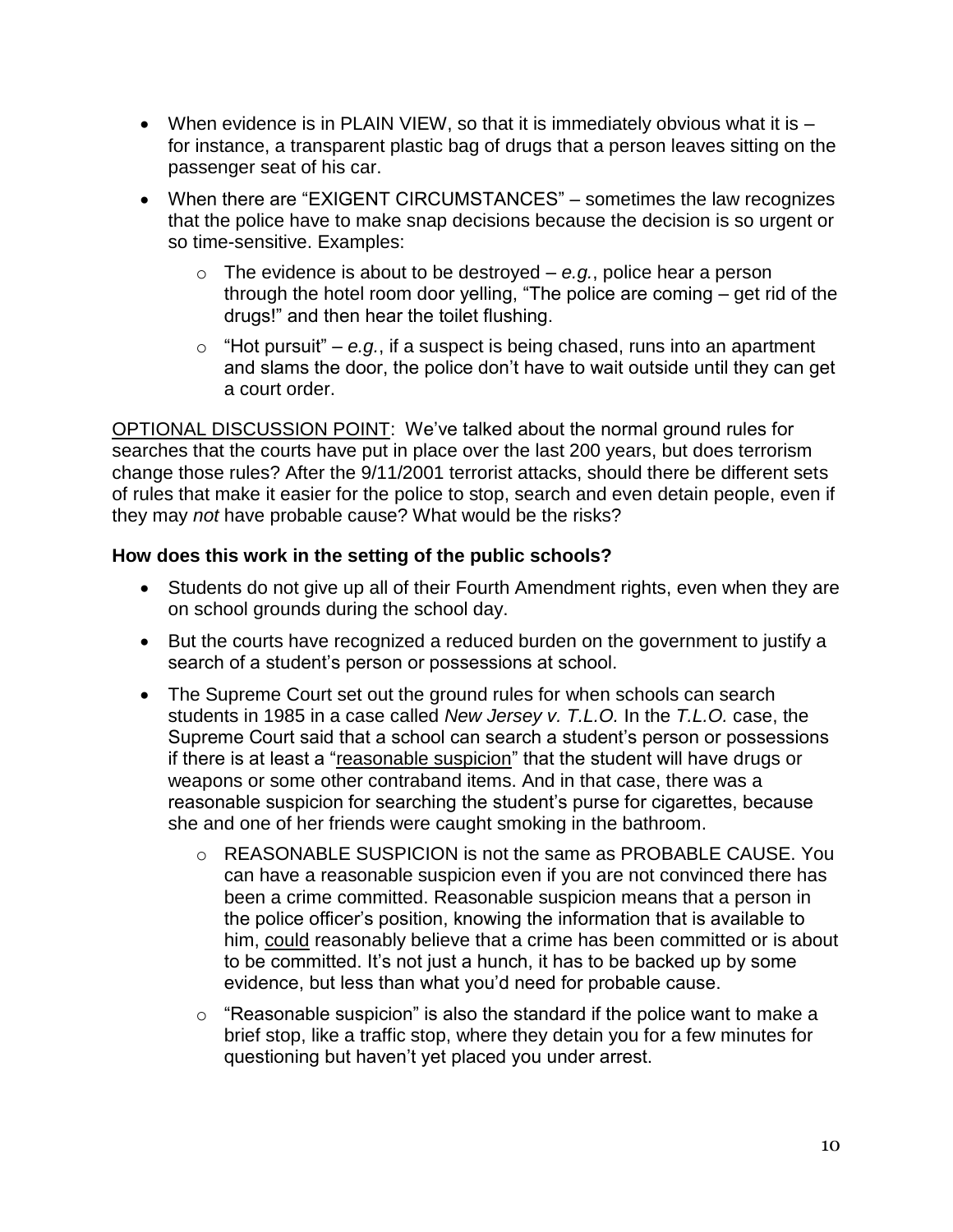- When evidence is in PLAIN VIEW, so that it is immediately obvious what it is – for instance, a transparent plastic bag of drugs that a person leaves sitting on the passenger seat of his car.
- When there are "EXIGENT CIRCUMSTANCES" – sometimes the law recognizes that the police have to make snap decisions because the decision is so urgent or so time-sensitive. Examples:
  - The evidence is about to be destroyed – *e.g.*, police hear a person through the hotel room door yelling, "The police are coming – get rid of the drugs!" and then hear the toilet flushing.
  - "Hot pursuit" – *e.g.*, if a suspect is being chased, runs into an apartment and slams the door, the police don't have to wait outside until they can get a court order.

<u>OPTIONAL DISCUSSION POINT</u>: We've talked about the normal ground rules for searches that the courts have put in place over the last 200 years, but does terrorism change those rules? After the 9/11/2001 terrorist attacks, should there be different sets of rules that make it easier for the police to stop, search and even detain people, even if they may *not* have probable cause? What would be the risks?

**How does this work in the setting of the public schools?**

- Students do not give up all of their Fourth Amendment rights, even when they are on school grounds during the school day.
- But the courts have recognized a reduced burden on the government to justify a search of a student's person or possessions at school.
- The Supreme Court set out the ground rules for when schools can search students in 1985 in a case called *New Jersey v. T.L.O.* In the *T.L.O.* case, the Supreme Court said that a school can search a student's person or possessions if there is at least a "<u>reasonable suspicion</u>" that the student will have drugs or weapons or some other contraband items. And in that case, there was a reasonable suspicion for searching the student's purse for cigarettes, because she and one of her friends were caught smoking in the bathroom.
  - REASONABLE SUSPICION is not the same as PROBABLE CAUSE. You can have a reasonable suspicion even if you are not convinced there has been a crime committed. Reasonable suspicion means that a person in the police officer's position, knowing the information that is available to him, <u>could</u> reasonably believe that a crime has been committed or is about to be committed. It's not just a hunch, it has to be backed up by some evidence, but less than what you'd need for probable cause.
  - "Reasonable suspicion" is also the standard if the police want to make a brief stop, like a traffic stop, where they detain you for a few minutes for questioning but haven't yet placed you under arrest.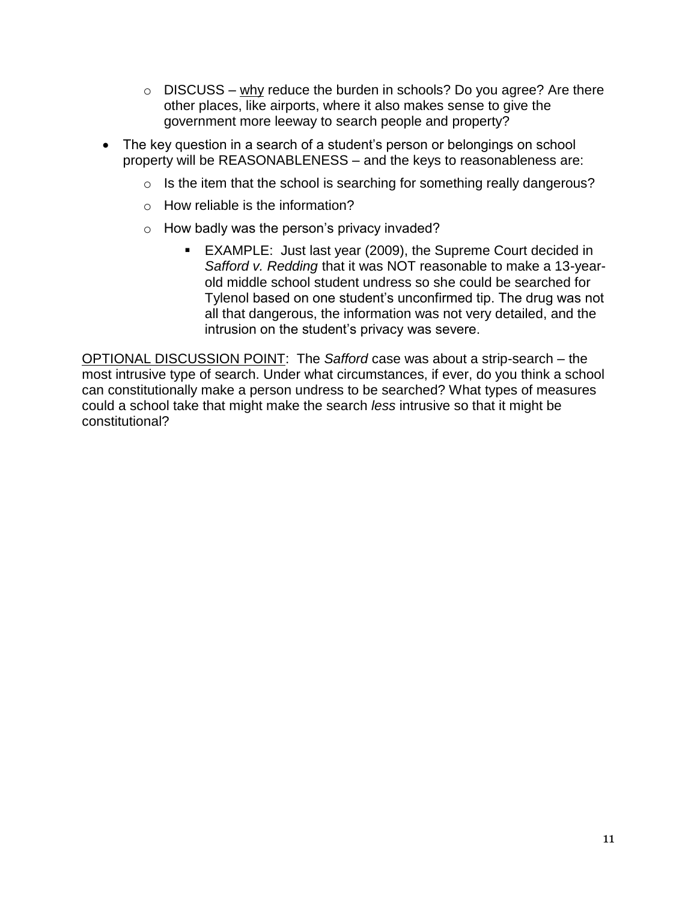- DISCUSS – <u>why</u> reduce the burden in schools? Do you agree? Are there other places, like airports, where it also makes sense to give the government more leeway to search people and property?

- The key question in a search of a student's person or belongings on school property will be REASONABLENESS – and the keys to reasonableness are:
    - Is the item that the school is searching for something really dangerous?
    - How reliable is the information?
    - How badly was the person's privacy invaded?
        - EXAMPLE: Just last year (2009), the Supreme Court decided in *Safford v. Redding* that it was NOT reasonable to make a 13-year-old middle school student undress so she could be searched for Tylenol based on one student's unconfirmed tip. The drug was not all that dangerous, the information was not very detailed, and the intrusion on the student's privacy was severe.

<u>OPTIONAL DISCUSSION POINT</u>: The *Safford* case was about a strip-search – the most intrusive type of search. Under what circumstances, if ever, do you think a school can constitutionally make a person undress to be searched? What types of measures could a school take that might make the search *less* intrusive so that it might be constitutional?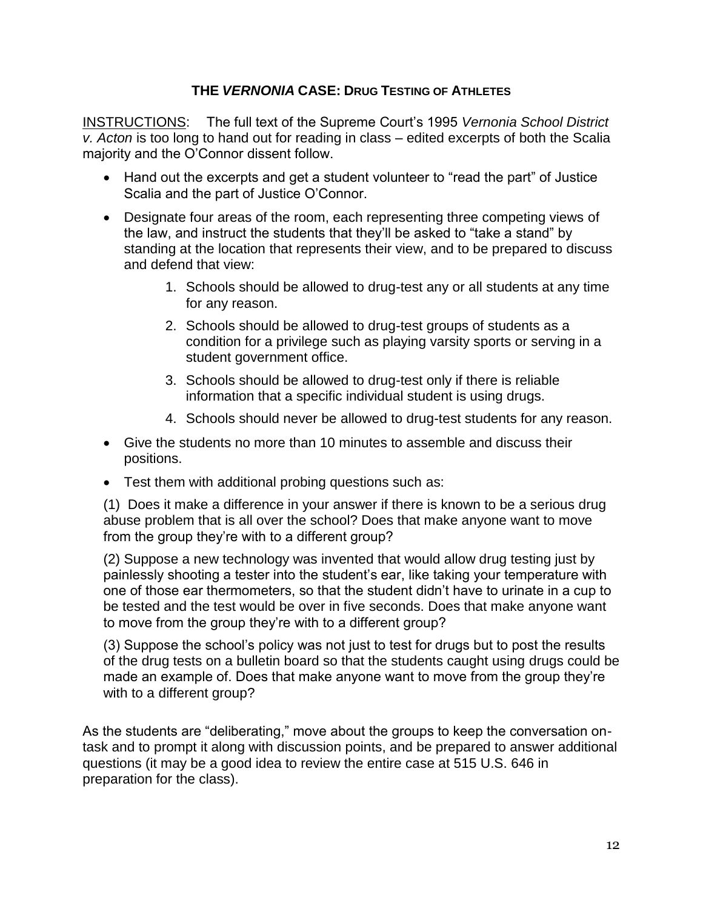## THE *VERNONIA* CASE: DRUG TESTING OF ATHLETES

<u>INSTRUCTIONS</u>: The full text of the Supreme Court's 1995 *Vernonia School District v. Acton* is too long to hand out for reading in class – edited excerpts of both the Scalia majority and the O'Connor dissent follow.

- Hand out the excerpts and get a student volunteer to "read the part" of Justice Scalia and the part of Justice O'Connor.
- Designate four areas of the room, each representing three competing views of the law, and instruct the students that they'll be asked to "take a stand" by standing at the location that represents their view, and to be prepared to discuss and defend that view:
    1. Schools should be allowed to drug-test any or all students at any time for any reason.
    2. Schools should be allowed to drug-test groups of students as a condition for a privilege such as playing varsity sports or serving in a student government office.
    3. Schools should be allowed to drug-test only if there is reliable information that a specific individual student is using drugs.
    4. Schools should never be allowed to drug-test students for any reason.
- Give the students no more than 10 minutes to assemble and discuss their positions.
- Test them with additional probing questions such as:

    (1) Does it make a difference in your answer if there is known to be a serious drug abuse problem that is all over the school? Does that make anyone want to move from the group they're with to a different group?

    (2) Suppose a new technology was invented that would allow drug testing just by painlessly shooting a tester into the student's ear, like taking your temperature with one of those ear thermometers, so that the student didn't have to urinate in a cup to be tested and the test would be over in five seconds. Does that make anyone want to move from the group they're with to a different group?

    (3) Suppose the school's policy was not just to test for drugs but to post the results of the drug tests on a bulletin board so that the students caught using drugs could be made an example of. Does that make anyone want to move from the group they're with to a different group?

As the students are "deliberating," move about the groups to keep the conversation on-task and to prompt it along with discussion points, and be prepared to answer additional questions (it may be a good idea to review the entire case at 515 U.S. 646 in preparation for the class).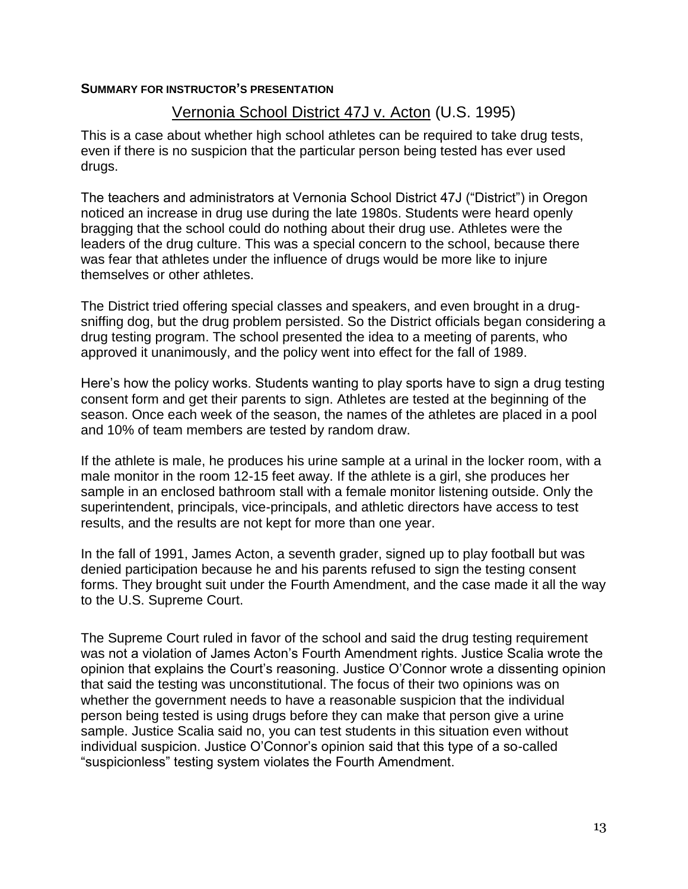**SUMMARY FOR INSTRUCTOR'S PRESENTATION**

## Vernonia School District 47J v. Acton (U.S. 1995)

This is a case about whether high school athletes can be required to take drug tests, even if there is no suspicion that the particular person being tested has ever used drugs.

The teachers and administrators at Vernonia School District 47J ("District") in Oregon noticed an increase in drug use during the late 1980s. Students were heard openly bragging that the school could do nothing about their drug use. Athletes were the leaders of the drug culture. This was a special concern to the school, because there was fear that athletes under the influence of drugs would be more like to injure themselves or other athletes.

The District tried offering special classes and speakers, and even brought in a drug-sniffing dog, but the drug problem persisted. So the District officials began considering a drug testing program. The school presented the idea to a meeting of parents, who approved it unanimously, and the policy went into effect for the fall of 1989.

Here's how the policy works. Students wanting to play sports have to sign a drug testing consent form and get their parents to sign. Athletes are tested at the beginning of the season. Once each week of the season, the names of the athletes are placed in a pool and 10% of team members are tested by random draw.

If the athlete is male, he produces his urine sample at a urinal in the locker room, with a male monitor in the room 12-15 feet away. If the athlete is a girl, she produces her sample in an enclosed bathroom stall with a female monitor listening outside. Only the superintendent, principals, vice-principals, and athletic directors have access to test results, and the results are not kept for more than one year.

In the fall of 1991, James Acton, a seventh grader, signed up to play football but was denied participation because he and his parents refused to sign the testing consent forms. They brought suit under the Fourth Amendment, and the case made it all the way to the U.S. Supreme Court.

The Supreme Court ruled in favor of the school and said the drug testing requirement was not a violation of James Acton's Fourth Amendment rights. Justice Scalia wrote the opinion that explains the Court's reasoning. Justice O'Connor wrote a dissenting opinion that said the testing was unconstitutional. The focus of their two opinions was on whether the government needs to have a reasonable suspicion that the individual person being tested is using drugs before they can make that person give a urine sample. Justice Scalia said no, you can test students in this situation even without individual suspicion. Justice O'Connor's opinion said that this type of a so-called "suspicionless" testing system violates the Fourth Amendment.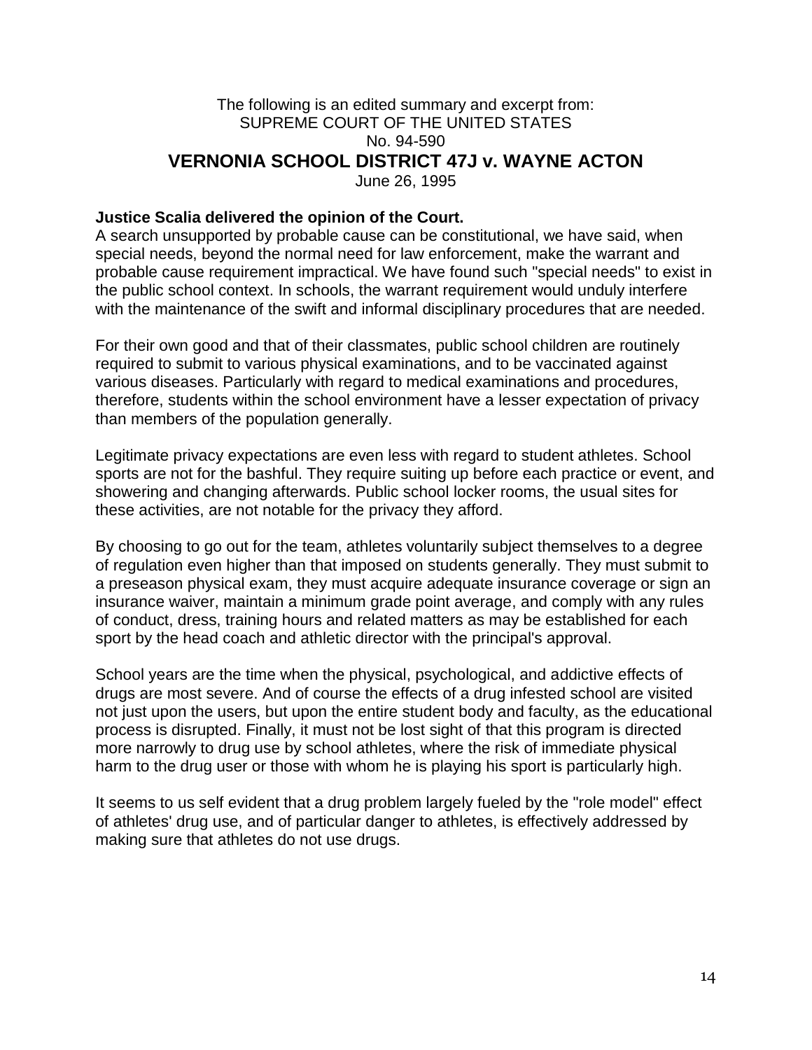The following is an edited summary and excerpt from:
SUPREME COURT OF THE UNITED STATES
No. 94-590

## VERNONIA SCHOOL DISTRICT 47J v. WAYNE ACTON

June 26, 1995

**Justice Scalia delivered the opinion of the Court.**
A search unsupported by probable cause can be constitutional, we have said, when special needs, beyond the normal need for law enforcement, make the warrant and probable cause requirement impractical. We have found such "special needs" to exist in the public school context. In schools, the warrant requirement would unduly interfere with the maintenance of the swift and informal disciplinary procedures that are needed.

For their own good and that of their classmates, public school children are routinely required to submit to various physical examinations, and to be vaccinated against various diseases. Particularly with regard to medical examinations and procedures, therefore, students within the school environment have a lesser expectation of privacy than members of the population generally.

Legitimate privacy expectations are even less with regard to student athletes. School sports are not for the bashful. They require suiting up before each practice or event, and showering and changing afterwards. Public school locker rooms, the usual sites for these activities, are not notable for the privacy they afford.

By choosing to go out for the team, athletes voluntarily subject themselves to a degree of regulation even higher than that imposed on students generally. They must submit to a preseason physical exam, they must acquire adequate insurance coverage or sign an insurance waiver, maintain a minimum grade point average, and comply with any rules of conduct, dress, training hours and related matters as may be established for each sport by the head coach and athletic director with the principal's approval.

School years are the time when the physical, psychological, and addictive effects of drugs are most severe. And of course the effects of a drug infested school are visited not just upon the users, but upon the entire student body and faculty, as the educational process is disrupted. Finally, it must not be lost sight of that this program is directed more narrowly to drug use by school athletes, where the risk of immediate physical harm to the drug user or those with whom he is playing his sport is particularly high.

It seems to us self evident that a drug problem largely fueled by the "role model" effect of athletes' drug use, and of particular danger to athletes, is effectively addressed by making sure that athletes do not use drugs.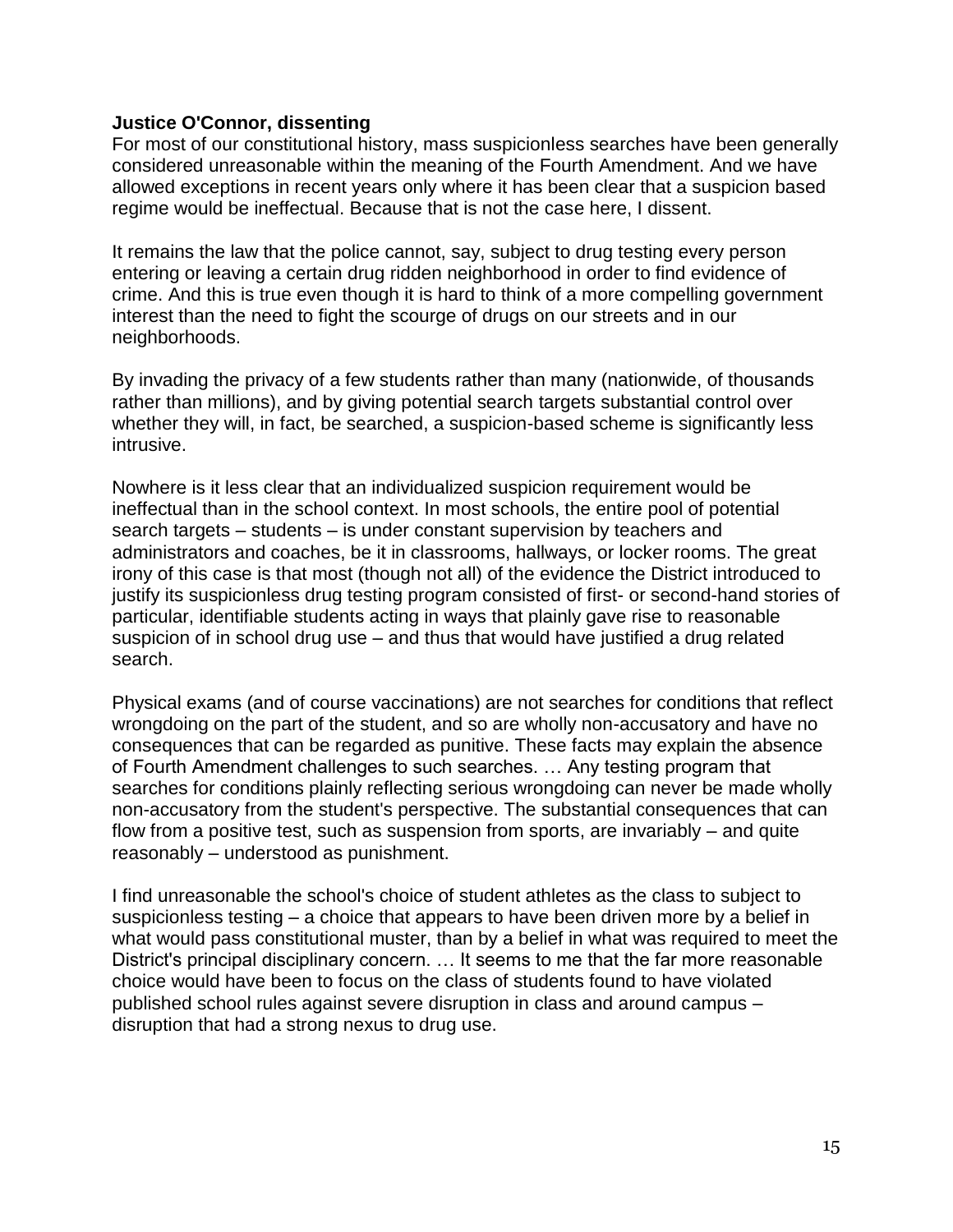**Justice O'Connor, dissenting**

For most of our constitutional history, mass suspicionless searches have been generally considered unreasonable within the meaning of the Fourth Amendment. And we have allowed exceptions in recent years only where it has been clear that a suspicion based regime would be ineffectual. Because that is not the case here, I dissent.

It remains the law that the police cannot, say, subject to drug testing every person entering or leaving a certain drug ridden neighborhood in order to find evidence of crime. And this is true even though it is hard to think of a more compelling government interest than the need to fight the scourge of drugs on our streets and in our neighborhoods.

By invading the privacy of a few students rather than many (nationwide, of thousands rather than millions), and by giving potential search targets substantial control over whether they will, in fact, be searched, a suspicion-based scheme is significantly less intrusive.

Nowhere is it less clear that an individualized suspicion requirement would be ineffectual than in the school context. In most schools, the entire pool of potential search targets – students – is under constant supervision by teachers and administrators and coaches, be it in classrooms, hallways, or locker rooms. The great irony of this case is that most (though not all) of the evidence the District introduced to justify its suspicionless drug testing program consisted of first- or second-hand stories of particular, identifiable students acting in ways that plainly gave rise to reasonable suspicion of in school drug use – and thus that would have justified a drug related search.

Physical exams (and of course vaccinations) are not searches for conditions that reflect wrongdoing on the part of the student, and so are wholly non-accusatory and have no consequences that can be regarded as punitive. These facts may explain the absence of Fourth Amendment challenges to such searches. … Any testing program that searches for conditions plainly reflecting serious wrongdoing can never be made wholly non-accusatory from the student's perspective. The substantial consequences that can flow from a positive test, such as suspension from sports, are invariably – and quite reasonably – understood as punishment.

I find unreasonable the school's choice of student athletes as the class to subject to suspicionless testing – a choice that appears to have been driven more by a belief in what would pass constitutional muster, than by a belief in what was required to meet the District's principal disciplinary concern. … It seems to me that the far more reasonable choice would have been to focus on the class of students found to have violated published school rules against severe disruption in class and around campus – disruption that had a strong nexus to drug use.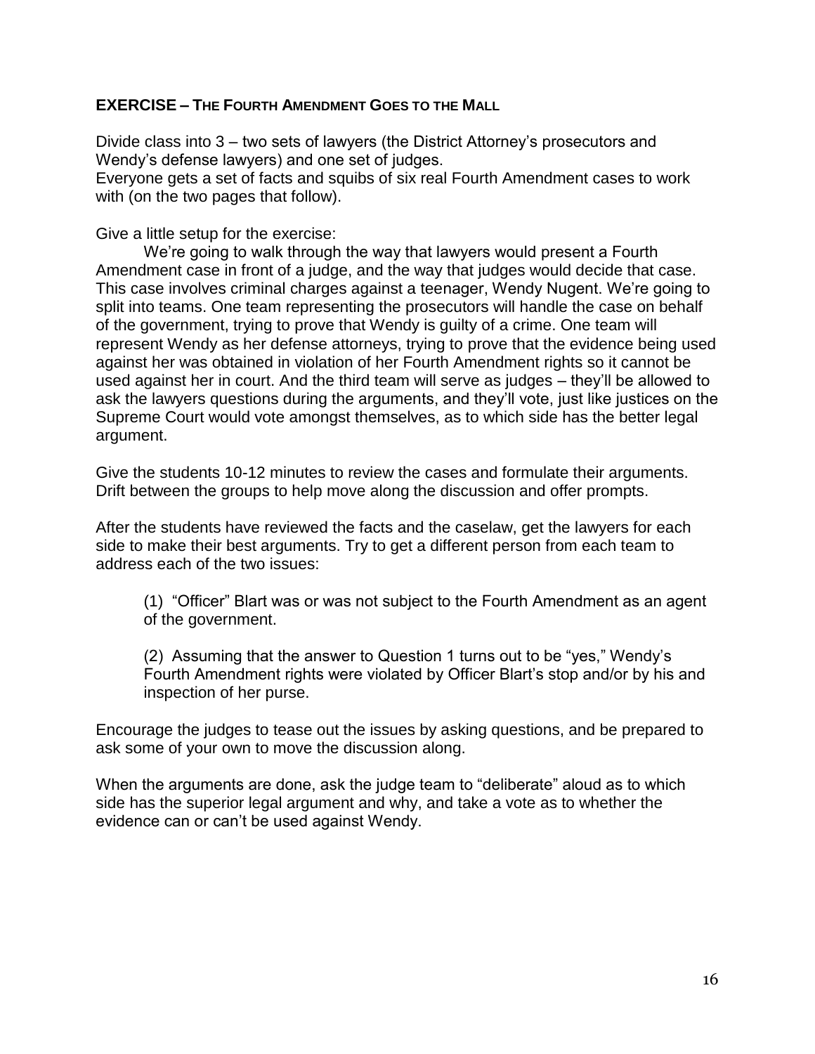## EXERCISE – THE FOURTH AMENDMENT GOES TO THE MALL

Divide class into 3 – two sets of lawyers (the District Attorney's prosecutors and Wendy's defense lawyers) and one set of judges.
Everyone gets a set of facts and squibs of six real Fourth Amendment cases to work with (on the two pages that follow).

Give a little setup for the exercise:

We're going to walk through the way that lawyers would present a Fourth Amendment case in front of a judge, and the way that judges would decide that case. This case involves criminal charges against a teenager, Wendy Nugent. We're going to split into teams. One team representing the prosecutors will handle the case on behalf of the government, trying to prove that Wendy is guilty of a crime. One team will represent Wendy as her defense attorneys, trying to prove that the evidence being used against her was obtained in violation of her Fourth Amendment rights so it cannot be used against her in court. And the third team will serve as judges – they'll be allowed to ask the lawyers questions during the arguments, and they'll vote, just like justices on the Supreme Court would vote amongst themselves, as to which side has the better legal argument.

Give the students 10-12 minutes to review the cases and formulate their arguments. Drift between the groups to help move along the discussion and offer prompts.

After the students have reviewed the facts and the caselaw, get the lawyers for each side to make their best arguments. Try to get a different person from each team to address each of the two issues:

> (1) "Officer" Blart was or was not subject to the Fourth Amendment as an agent of the government.
>
> (2) Assuming that the answer to Question 1 turns out to be "yes," Wendy's Fourth Amendment rights were violated by Officer Blart's stop and/or by his and inspection of her purse.

Encourage the judges to tease out the issues by asking questions, and be prepared to ask some of your own to move the discussion along.

When the arguments are done, ask the judge team to "deliberate" aloud as to which side has the superior legal argument and why, and take a vote as to whether the evidence can or can't be used against Wendy.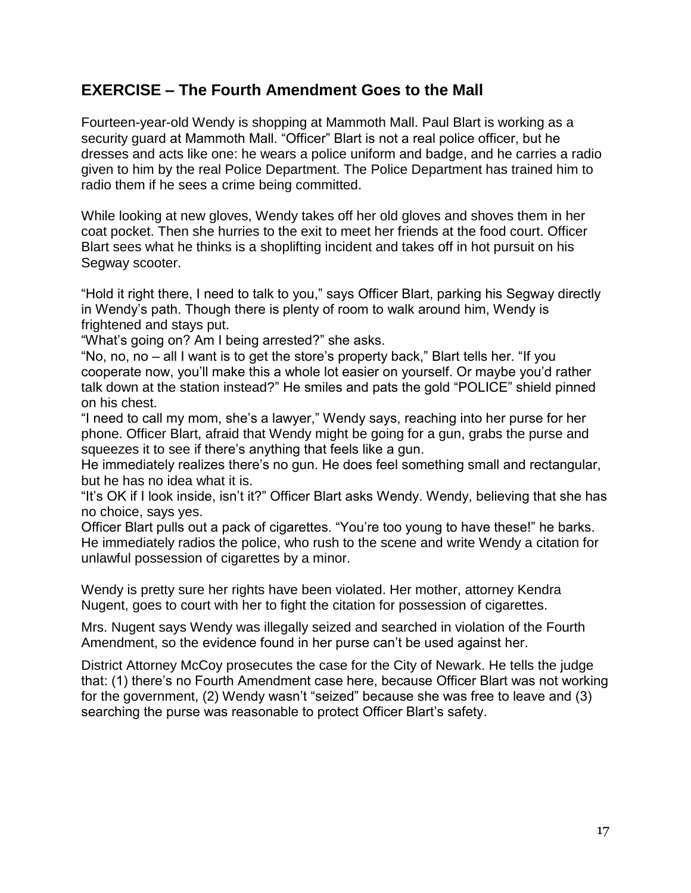## EXERCISE – The Fourth Amendment Goes to the Mall

Fourteen-year-old Wendy is shopping at Mammoth Mall. Paul Blart is working as a security guard at Mammoth Mall. "Officer" Blart is not a real police officer, but he dresses and acts like one: he wears a police uniform and badge, and he carries a radio given to him by the real Police Department. The Police Department has trained him to radio them if he sees a crime being committed.

While looking at new gloves, Wendy takes off her old gloves and shoves them in her coat pocket. Then she hurries to the exit to meet her friends at the food court. Officer Blart sees what he thinks is a shoplifting incident and takes off in hot pursuit on his Segway scooter.

"Hold it right there, I need to talk to you," says Officer Blart, parking his Segway directly in Wendy's path. Though there is plenty of room to walk around him, Wendy is frightened and stays put.

"What's going on? Am I being arrested?" she asks.

"No, no, no – all I want is to get the store's property back," Blart tells her. "If you cooperate now, you'll make this a whole lot easier on yourself. Or maybe you'd rather talk down at the station instead?" He smiles and pats the gold "POLICE" shield pinned on his chest.

"I need to call my mom, she's a lawyer," Wendy says, reaching into her purse for her phone. Officer Blart, afraid that Wendy might be going for a gun, grabs the purse and squeezes it to see if there's anything that feels like a gun.

He immediately realizes there's no gun. He does feel something small and rectangular, but he has no idea what it is.

"It's OK if I look inside, isn't it?" Officer Blart asks Wendy. Wendy, believing that she has no choice, says yes.

Officer Blart pulls out a pack of cigarettes. "You're too young to have these!" he barks. He immediately radios the police, who rush to the scene and write Wendy a citation for unlawful possession of cigarettes by a minor.

Wendy is pretty sure her rights have been violated. Her mother, attorney Kendra Nugent, goes to court with her to fight the citation for possession of cigarettes.

Mrs. Nugent says Wendy was illegally seized and searched in violation of the Fourth Amendment, so the evidence found in her purse can't be used against her.

District Attorney McCoy prosecutes the case for the City of Newark. He tells the judge that: (1) there's no Fourth Amendment case here, because Officer Blart was not working for the government, (2) Wendy wasn't "seized" because she was free to leave and (3) searching the purse was reasonable to protect Officer Blart's safety.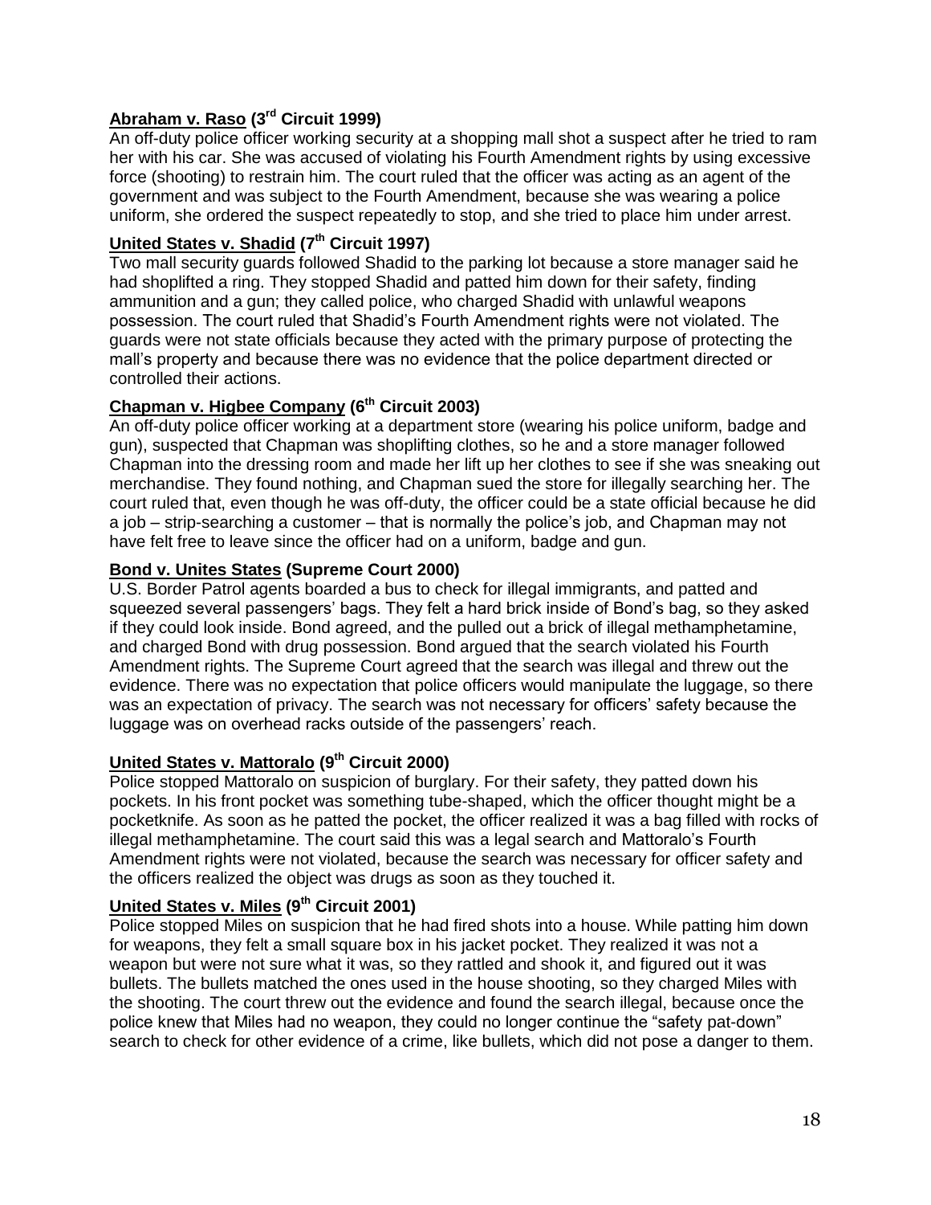**<u>Abraham v. Raso</u> (3rd Circuit 1999)**

An off-duty police officer working security at a shopping mall shot a suspect after he tried to ram her with his car. She was accused of violating his Fourth Amendment rights by using excessive force (shooting) to restrain him. The court ruled that the officer was acting as an agent of the government and was subject to the Fourth Amendment, because she was wearing a police uniform, she ordered the suspect repeatedly to stop, and she tried to place him under arrest.

**<u>United States v. Shadid</u> (7th Circuit 1997)**

Two mall security guards followed Shadid to the parking lot because a store manager said he had shoplifted a ring. They stopped Shadid and patted him down for their safety, finding ammunition and a gun; they called police, who charged Shadid with unlawful weapons possession. The court ruled that Shadid's Fourth Amendment rights were not violated. The guards were not state officials because they acted with the primary purpose of protecting the mall's property and because there was no evidence that the police department directed or controlled their actions.

**<u>Chapman v. Higbee Company</u> (6th Circuit 2003)**

An off-duty police officer working at a department store (wearing his police uniform, badge and gun), suspected that Chapman was shoplifting clothes, so he and a store manager followed Chapman into the dressing room and made her lift up her clothes to see if she was sneaking out merchandise. They found nothing, and Chapman sued the store for illegally searching her. The court ruled that, even though he was off-duty, the officer could be a state official because he did a job – strip-searching a customer – that is normally the police's job, and Chapman may not have felt free to leave since the officer had on a uniform, badge and gun.

**<u>Bond v. Unites States</u> (Supreme Court 2000)**

U.S. Border Patrol agents boarded a bus to check for illegal immigrants, and patted and squeezed several passengers' bags. They felt a hard brick inside of Bond's bag, so they asked if they could look inside. Bond agreed, and the pulled out a brick of illegal methamphetamine, and charged Bond with drug possession. Bond argued that the search violated his Fourth Amendment rights. The Supreme Court agreed that the search was illegal and threw out the evidence. There was no expectation that police officers would manipulate the luggage, so there was an expectation of privacy. The search was not necessary for officers' safety because the luggage was on overhead racks outside of the passengers' reach.

**<u>United States v. Mattoralo</u> (9th Circuit 2000)**

Police stopped Mattoralo on suspicion of burglary. For their safety, they patted down his pockets. In his front pocket was something tube-shaped, which the officer thought might be a pocketknife. As soon as he patted the pocket, the officer realized it was a bag filled with rocks of illegal methamphetamine. The court said this was a legal search and Mattoralo's Fourth Amendment rights were not violated, because the search was necessary for officer safety and the officers realized the object was drugs as soon as they touched it.

**<u>United States v. Miles</u> (9th Circuit 2001)**

Police stopped Miles on suspicion that he had fired shots into a house. While patting him down for weapons, they felt a small square box in his jacket pocket. They realized it was not a weapon but were not sure what it was, so they rattled and shook it, and figured out it was bullets. The bullets matched the ones used in the house shooting, so they charged Miles with the shooting. The court threw out the evidence and found the search illegal, because once the police knew that Miles had no weapon, they could no longer continue the "safety pat-down" search to check for other evidence of a crime, like bullets, which did not pose a danger to them.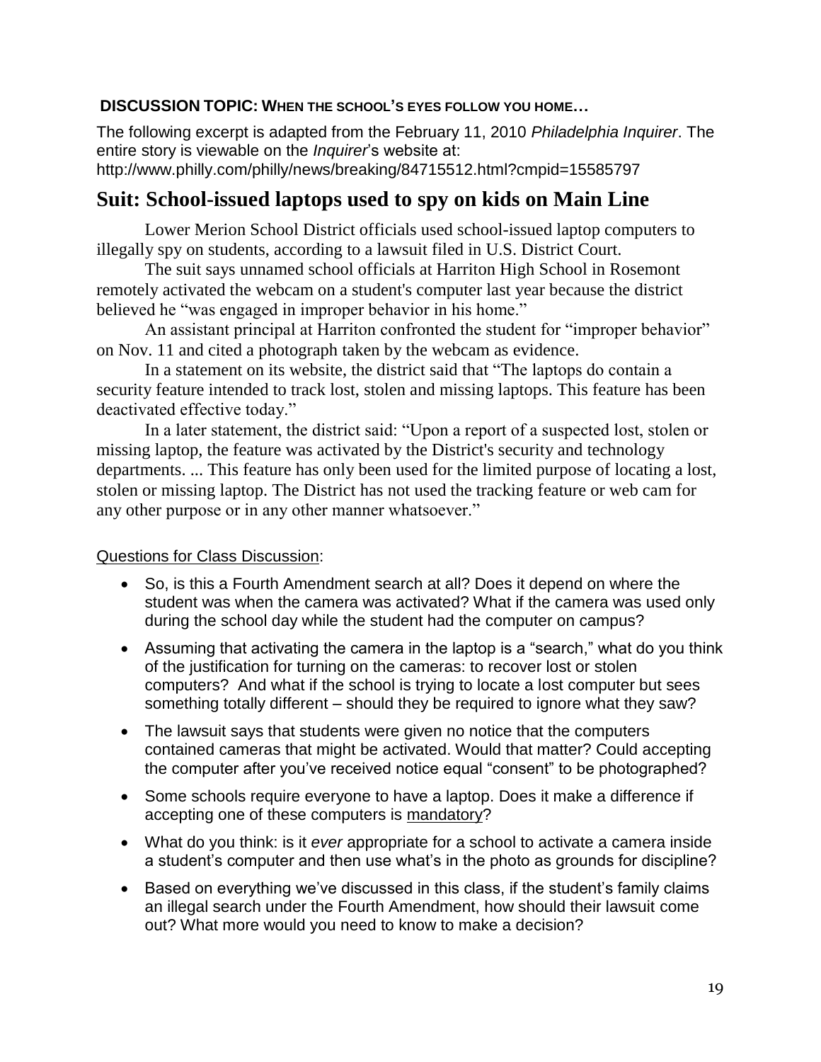**DISCUSSION TOPIC: WHEN THE SCHOOL'S EYES FOLLOW YOU HOME…**

The following excerpt is adapted from the February 11, 2010 *Philadelphia Inquirer*. The entire story is viewable on the *Inquirer*'s website at:
http://www.philly.com/philly/news/breaking/84715512.html?cmpid=15585797

## Suit: School-issued laptops used to spy on kids on Main Line

Lower Merion School District officials used school-issued laptop computers to illegally spy on students, according to a lawsuit filed in U.S. District Court.

The suit says unnamed school officials at Harriton High School in Rosemont remotely activated the webcam on a student's computer last year because the district believed he "was engaged in improper behavior in his home."

An assistant principal at Harriton confronted the student for "improper behavior" on Nov. 11 and cited a photograph taken by the webcam as evidence.

In a statement on its website, the district said that "The laptops do contain a security feature intended to track lost, stolen and missing laptops. This feature has been deactivated effective today."

In a later statement, the district said: "Upon a report of a suspected lost, stolen or missing laptop, the feature was activated by the District's security and technology departments. ... This feature has only been used for the limited purpose of locating a lost, stolen or missing laptop. The District has not used the tracking feature or web cam for any other purpose or in any other manner whatsoever."

Questions for Class Discussion:

- So, is this a Fourth Amendment search at all? Does it depend on where the student was when the camera was activated? What if the camera was used only during the school day while the student had the computer on campus?
- Assuming that activating the camera in the laptop is a "search," what do you think of the justification for turning on the cameras: to recover lost or stolen computers? And what if the school is trying to locate a lost computer but sees something totally different – should they be required to ignore what they saw?
- The lawsuit says that students were given no notice that the computers contained cameras that might be activated. Would that matter? Could accepting the computer after you've received notice equal "consent" to be photographed?
- Some schools require everyone to have a laptop. Does it make a difference if accepting one of these computers is mandatory?
- What do you think: is it *ever* appropriate for a school to activate a camera inside a student's computer and then use what's in the photo as grounds for discipline?
- Based on everything we've discussed in this class, if the student's family claims an illegal search under the Fourth Amendment, how should their lawsuit come out? What more would you need to know to make a decision?